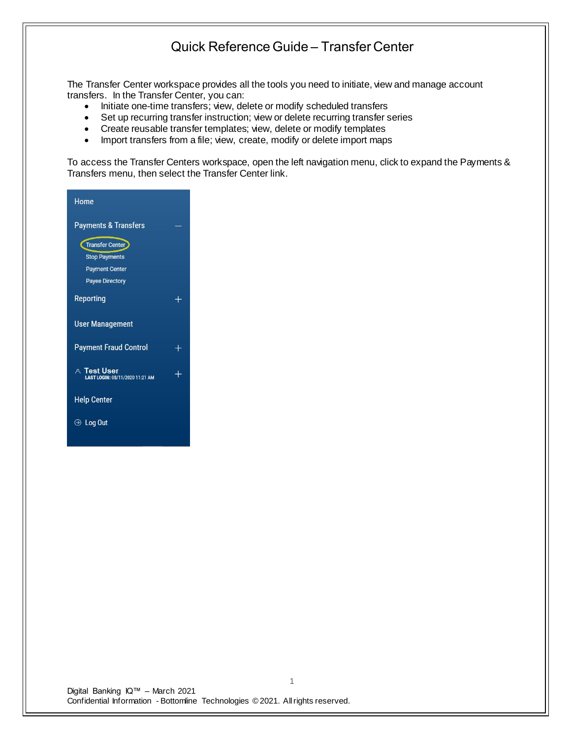# Quick Reference Guide – Transfer Center

The Transfer Center workspace provides all the tools you need to initiate, view and manage account transfers. In the Transfer Center, you can:

- Initiate one-time transfers; view, delete or modify scheduled transfers
- Set up recurring transfer instruction; view or delete recurring transfer series
- Create reusable transfer templates; view, delete or modify templates
- Import transfers from a file; view, create, modify or delete import maps

To access the Transfer Centers workspace, open the left navigation menu, click to expand the Payments & Transfers menu, then select the Transfer Center link.

Home

Payments & Transfers

- Transfer Center
- Stop Payments
- Payment Center
- Payee Directory

Reporting

User Management

Payment Fraud Control

Test User
LAST LOGIN: 08/11/2020 11:21 AM

Help Center

Log Out

Digital Banking IQ™ – March 2021
Confidential Information - Bottomline Technologies © 2021. All rights reserved.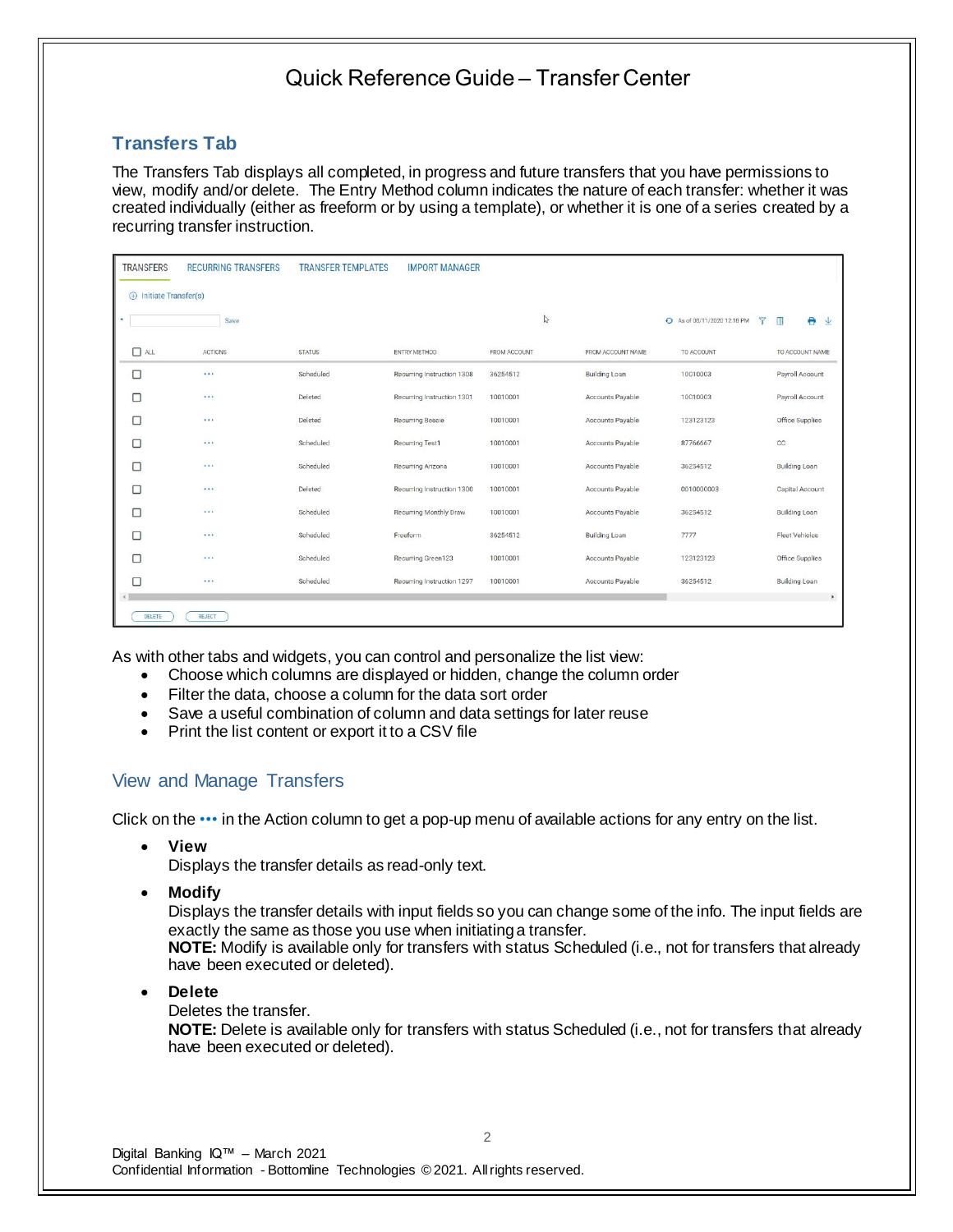## Transfers Tab

The Transfers Tab displays all completed, in progress and future transfers that you have permissions to view, modify and/or delete. The Entry Method column indicates the nature of each transfer: whether it was created individually (either as freeform or by using a template), or whether it is one of a series created by a recurring transfer instruction.

TRANSFERS | RECURRING TRANSFERS | TRANSFER TEMPLATES | IMPORT MANAGER

Initiate Transfer(s)

Save

As of 08/11/2020 12:18 PM

| ALL | ACTIONS | STATUS | ENTRY METHOD | FROM ACCOUNT | FROM ACCOUNT NAME | TO ACCOUNT | TO ACCOUNT NAME |
|---|---|---|---|---|---|---|---|
| | ••• | Scheduled | Recurring Instruction 1308 | 36254512 | Building Loan | 10010003 | Payroll Account |
| | ••• | Deleted | Recurring Instruction 1301 | 10010001 | Accounts Payable | 10010003 | Payroll Account |
| | ••• | Deleted | Recurring Bessie | 10010001 | Accounts Payable | 123123123 | Office Supplies |
| | ••• | Scheduled | Recurring Test1 | 10010001 | Accounts Payable | 87766667 | CC |
| | ••• | Scheduled | Recurring Arizona | 10010001 | Accounts Payable | 36254512 | Building Loan |
| | ••• | Deleted | Recurring Instruction 1300 | 10010001 | Accounts Payable | 0010000003 | Capital Account |
| | ••• | Scheduled | Recurring Monthly Draw | 10010001 | Accounts Payable | 36254512 | Building Loan |
| | ••• | Scheduled | Freeform | 36254512 | Building Loan | 7777 | Fleet Vehicles |
| | ••• | Scheduled | Recurring Green123 | 10010001 | Accounts Payable | 123123123 | Office Supplies |
| | ••• | Scheduled | Recurring Instruction 1297 | 10010001 | Accounts Payable | 36254512 | Building Loan |

DELETE | REJECT

As with other tabs and widgets, you can control and personalize the list view:

- Choose which columns are displayed or hidden, change the column order
- Filter the data, choose a column for the data sort order
- Save a useful combination of column and data settings for later reuse
- Print the list content or export it to a CSV file

## View and Manage Transfers

Click on the ••• in the Action column to get a pop-up menu of available actions for any entry on the list.

- **View**
  Displays the transfer details as read-only text.
- **Modify**
  Displays the transfer details with input fields so you can change some of the info. The input fields are exactly the same as those you use when initiating a transfer.
  **NOTE:** Modify is available only for transfers with status Scheduled (i.e., not for transfers that already have been executed or deleted).
- **Delete**
  Deletes the transfer.
  **NOTE:** Delete is available only for transfers with status Scheduled (i.e., not for transfers that already have been executed or deleted).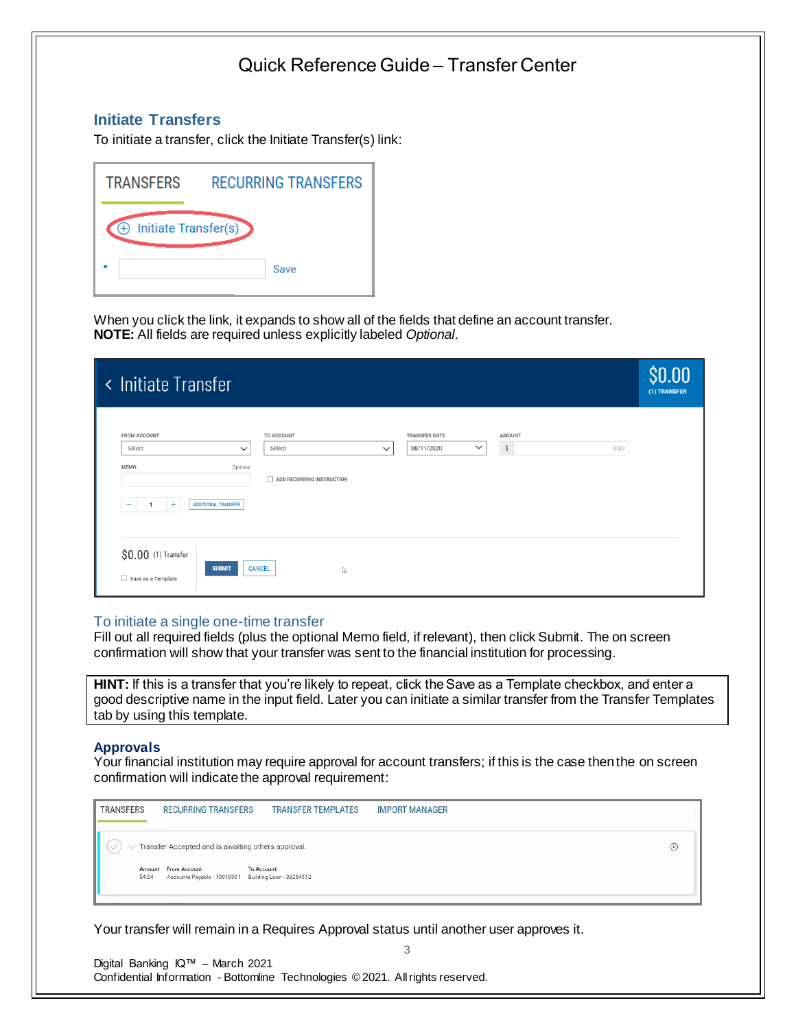# Quick Reference Guide – Transfer Center

## Initiate Transfers

To initiate a transfer, click the Initiate Transfer(s) link:

When you click the link, it expands to show all of the fields that define an account transfer.
**NOTE:** All fields are required unless explicitly labeled *Optional*.

### To initiate a single one-time transfer

Fill out all required fields (plus the optional Memo field, if relevant), then click Submit. The on screen confirmation will show that your transfer was sent to the financial institution for processing.

**HINT:** If this is a transfer that you're likely to repeat, click the Save as a Template checkbox, and enter a good descriptive name in the input field. Later you can initiate a similar transfer from the Transfer Templates tab by using this template.

## Approvals

Your financial institution may require approval for account transfers; if this is the case then the on screen confirmation will indicate the approval requirement:

Your transfer will remain in a Requires Approval status until another user approves it.

Digital Banking IQ™ – March 2021
Confidential Information - Bottomline Technologies © 2021. All rights reserved.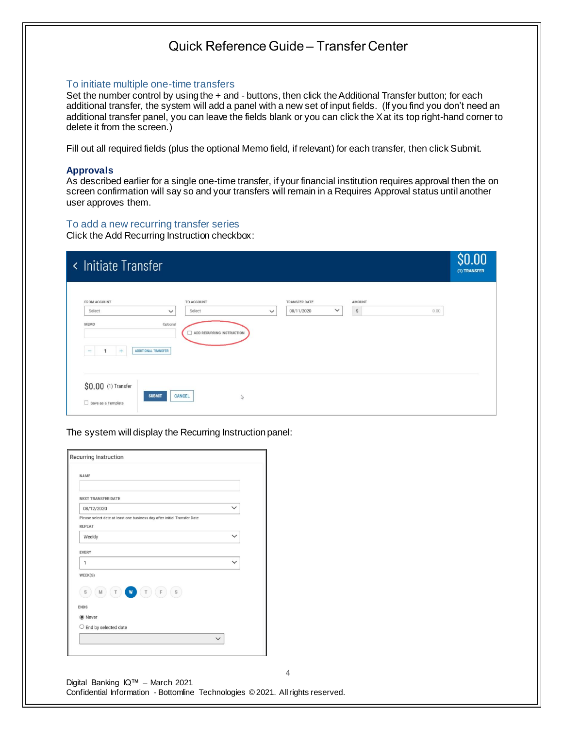# Quick Reference Guide – Transfer Center

### To initiate multiple one-time transfers

Set the number control by using the + and - buttons, then click the Additional Transfer button; for each additional transfer, the system will add a panel with a new set of input fields. (If you find you don't need an additional transfer panel, you can leave the fields blank or you can click the X at its top right-hand corner to delete it from the screen.)

Fill out all required fields (plus the optional Memo field, if relevant) for each transfer, then click Submit.

### Approvals

As described earlier for a single one-time transfer, if your financial institution requires approval then the on screen confirmation will say so and your transfers will remain in a Requires Approval status until another user approves them.

### To add a new recurring transfer series

Click the Add Recurring Instruction checkbox:

The system will display the Recurring Instruction panel: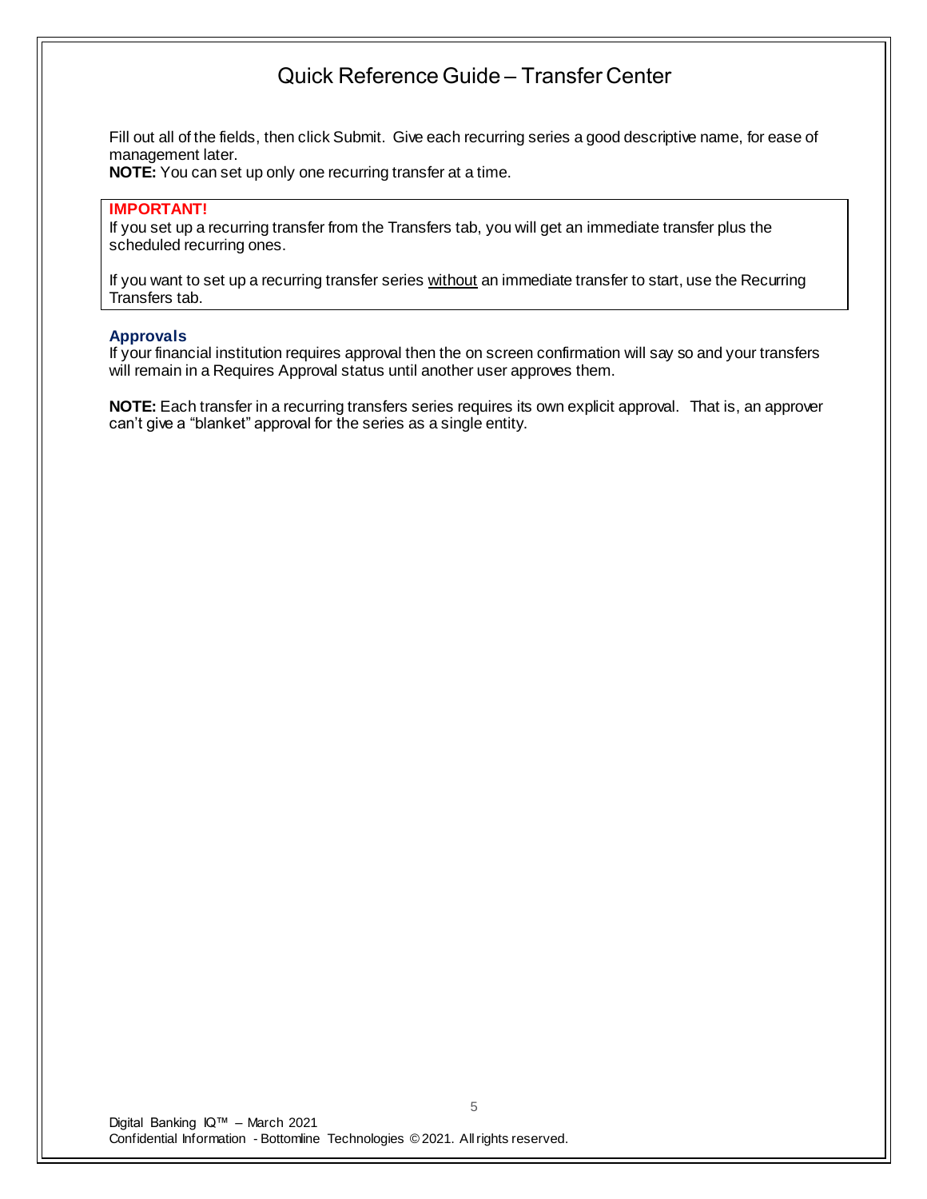Fill out all of the fields, then click Submit. Give each recurring series a good descriptive name, for ease of management later.

**NOTE:** You can set up only one recurring transfer at a time.

> **IMPORTANT!**
>
> If you set up a recurring transfer from the Transfers tab, you will get an immediate transfer plus the scheduled recurring ones.
>
> If you want to set up a recurring transfer series <u>without</u> an immediate transfer to start, use the Recurring Transfers tab.

### Approvals

If your financial institution requires approval then the on screen confirmation will say so and your transfers will remain in a Requires Approval status until another user approves them.

**NOTE:** Each transfer in a recurring transfers series requires its own explicit approval. That is, an approver can't give a "blanket" approval for the series as a single entity.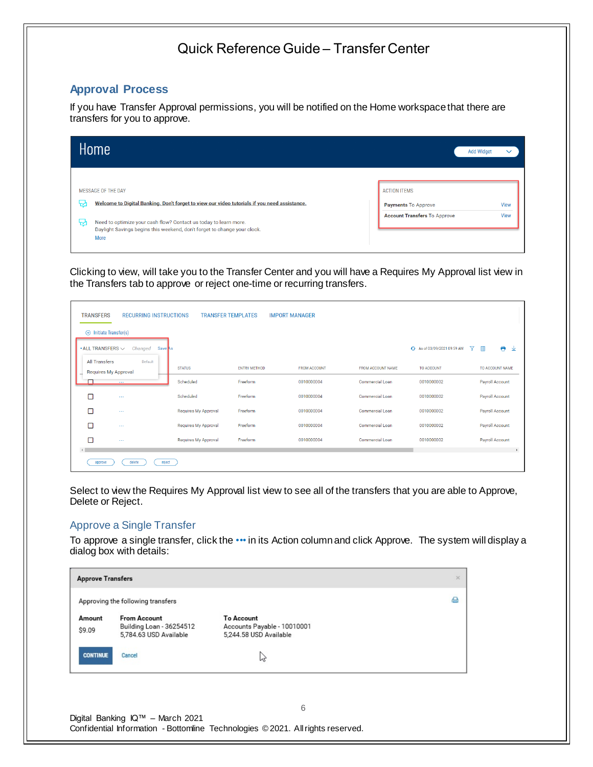# Quick Reference Guide – Transfer Center

## Approval Process

If you have Transfer Approval permissions, you will be notified on the Home workspace that there are transfers for you to approve.

Clicking to view, will take you to the Transfer Center and you will have a Requires My Approval list view in the Transfers tab to approve or reject one-time or recurring transfers.

Select to view the Requires My Approval list view to see all of the transfers that you are able to Approve, Delete or Reject.

### Approve a Single Transfer

To approve a single transfer, click the ••• in its Action column and click Approve. The system will display a dialog box with details: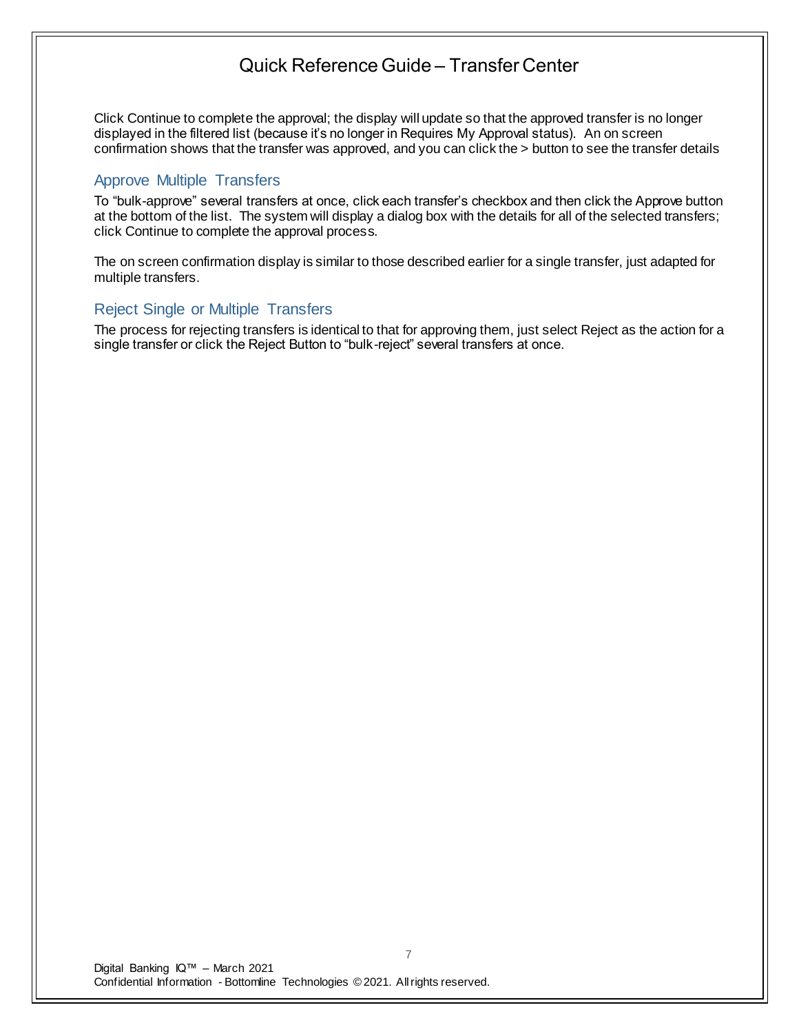Click Continue to complete the approval; the display will update so that the approved transfer is no longer displayed in the filtered list (because it's no longer in Requires My Approval status). An on screen confirmation shows that the transfer was approved, and you can click the > button to see the transfer details

## Approve Multiple Transfers

To "bulk-approve" several transfers at once, click each transfer's checkbox and then click the Approve button at the bottom of the list. The system will display a dialog box with the details for all of the selected transfers; click Continue to complete the approval process.

The on screen confirmation display is similar to those described earlier for a single transfer, just adapted for multiple transfers.

## Reject Single or Multiple Transfers

The process for rejecting transfers is identical to that for approving them, just select Reject as the action for a single transfer or click the Reject Button to "bulk-reject" several transfers at once.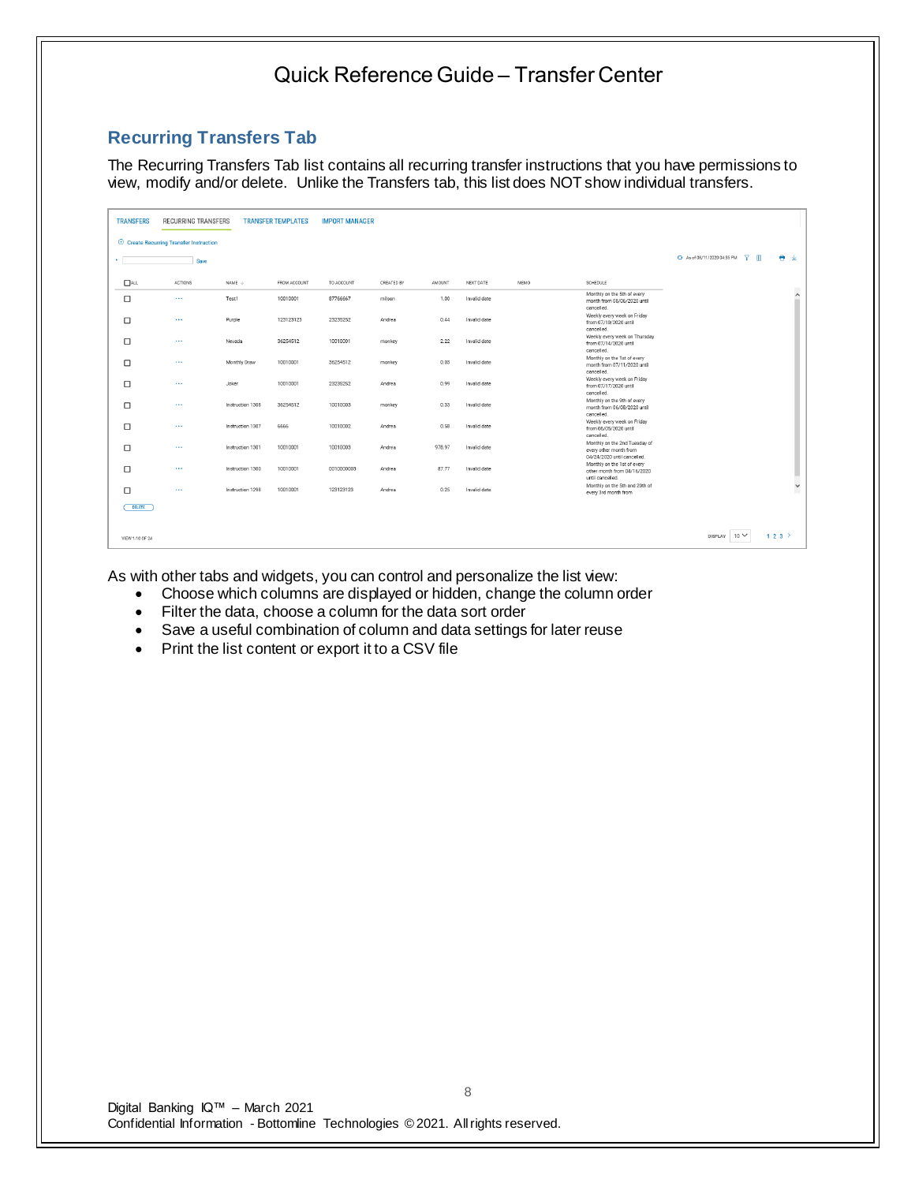## Recurring Transfers Tab

The Recurring Transfers Tab list contains all recurring transfer instructions that you have permissions to view, modify and/or delete. Unlike the Transfers tab, this list does NOT show individual transfers.

As with other tabs and widgets, you can control and personalize the list view:

- Choose which columns are displayed or hidden, change the column order
- Filter the data, choose a column for the data sort order
- Save a useful combination of column and data settings for later reuse
- Print the list content or export it to a CSV file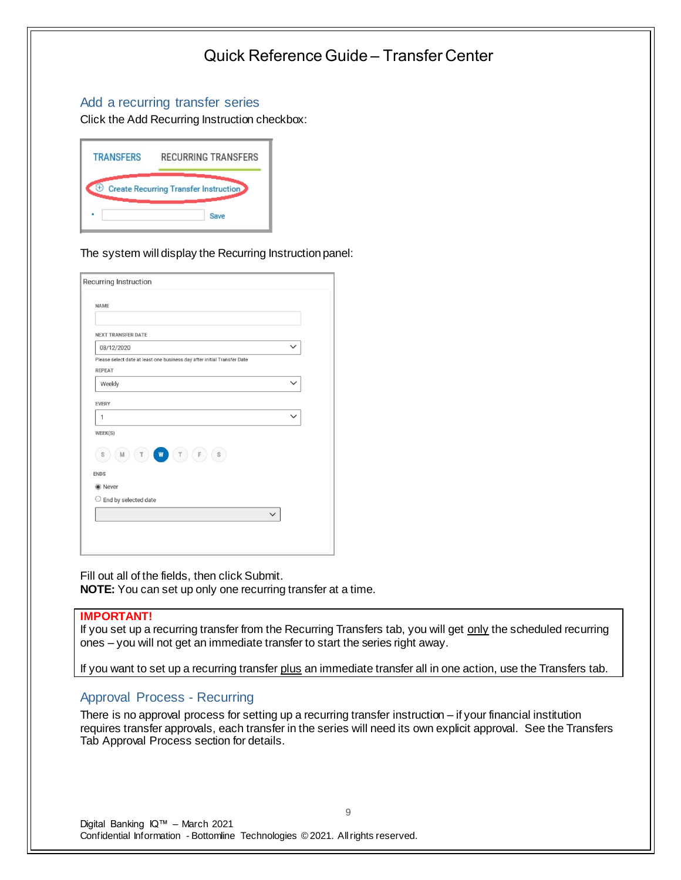# Quick Reference Guide – Transfer Center

## Add a recurring transfer series

Click the Add Recurring Instruction checkbox:

The system will display the Recurring Instruction panel:

Fill out all of the fields, then click Submit.
**NOTE:** You can set up only one recurring transfer at a time.

**IMPORTANT!**
If you set up a recurring transfer from the Recurring Transfers tab, you will get only the scheduled recurring ones – you will not get an immediate transfer to start the series right away.

If you want to set up a recurring transfer plus an immediate transfer all in one action, use the Transfers tab.

## Approval Process - Recurring

There is no approval process for setting up a recurring transfer instruction – if your financial institution requires transfer approvals, each transfer in the series will need its own explicit approval. See the Transfers Tab Approval Process section for details.

Digital Banking IQ™ – March 2021
Confidential Information - Bottomline Technologies © 2021. All rights reserved.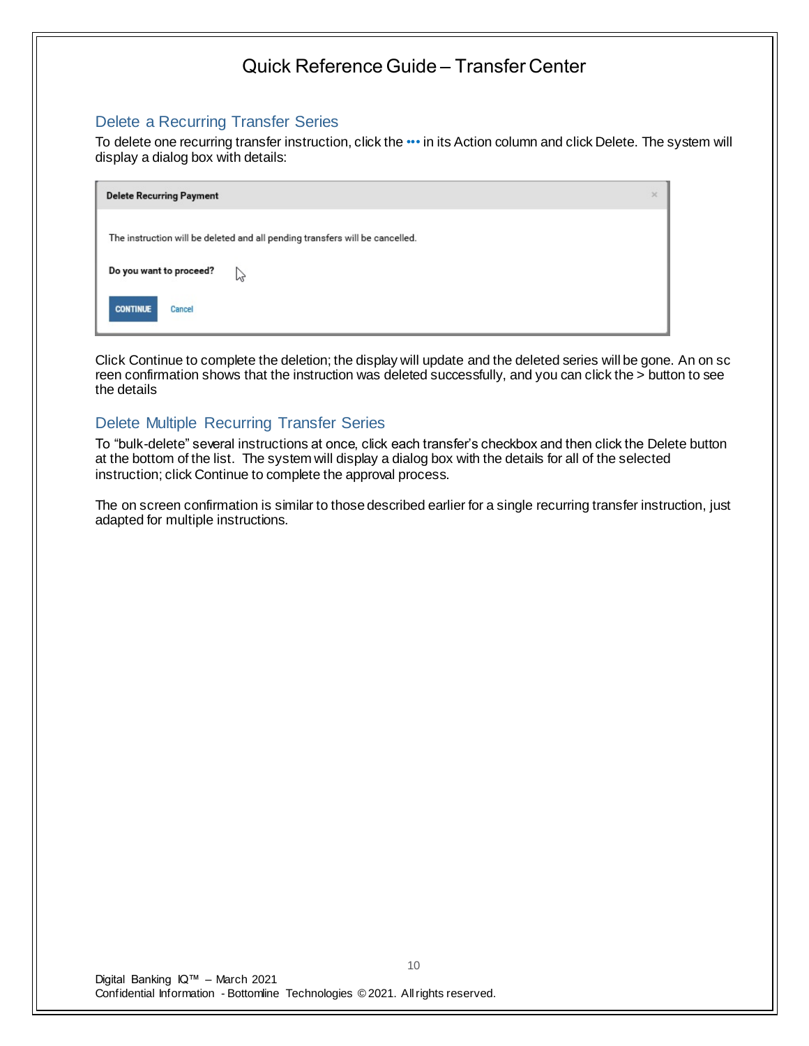## Delete a Recurring Transfer Series

To delete one recurring transfer instruction, click the ••• in its Action column and click Delete. The system will display a dialog box with details:

**Delete Recurring Payment**

The instruction will be deleted and all pending transfers will be cancelled.

**Do you want to proceed?**

CONTINUE Cancel

Click Continue to complete the deletion; the display will update and the deleted series will be gone. An on sc reen confirmation shows that the instruction was deleted successfully, and you can click the > button to see the details

## Delete Multiple Recurring Transfer Series

To "bulk-delete" several instructions at once, click each transfer's checkbox and then click the Delete button at the bottom of the list. The system will display a dialog box with the details for all of the selected instruction; click Continue to complete the approval process.

The on screen confirmation is similar to those described earlier for a single recurring transfer instruction, just adapted for multiple instructions.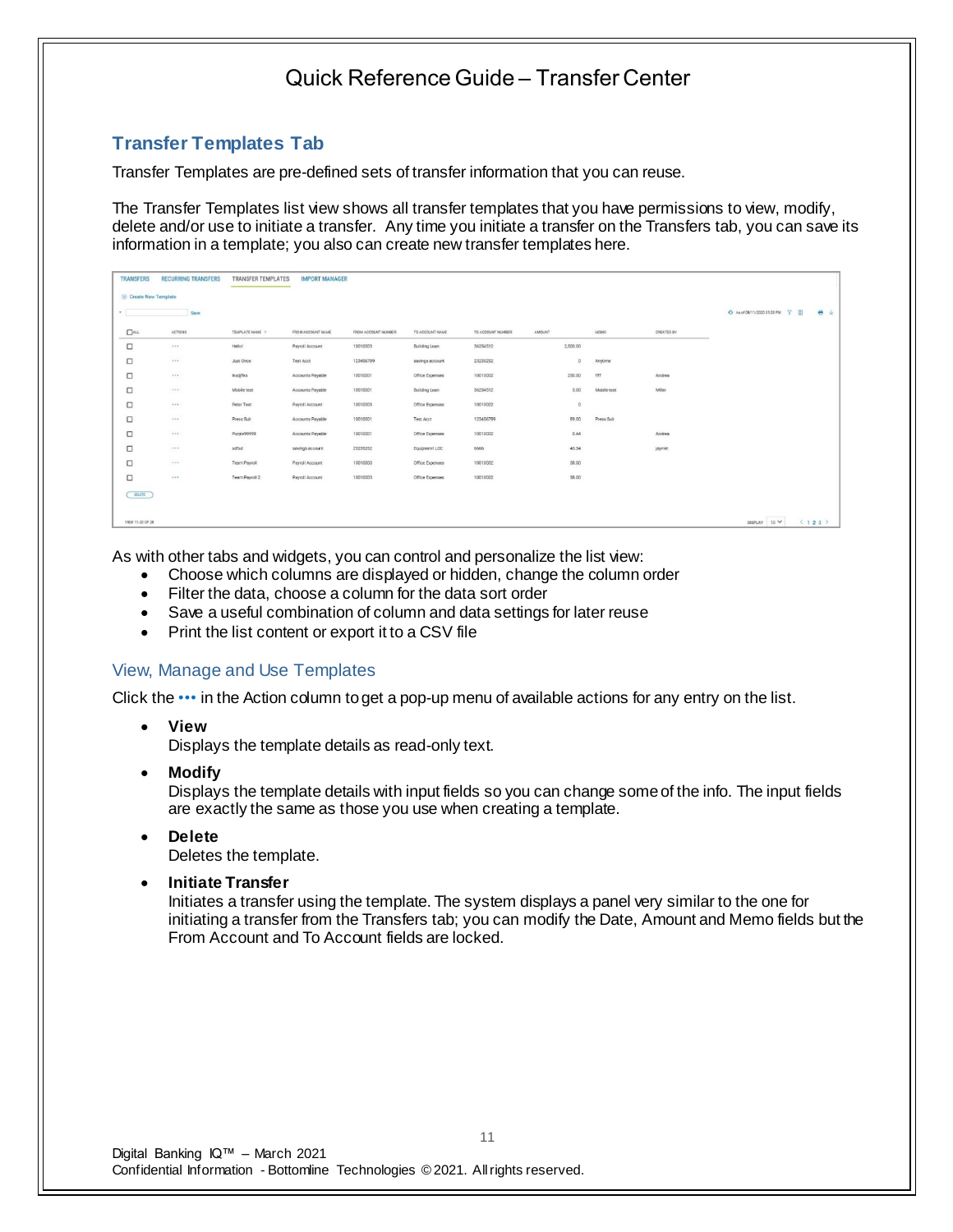## Transfer Templates Tab

Transfer Templates are pre-defined sets of transfer information that you can reuse.

The Transfer Templates list view shows all transfer templates that you have permissions to view, modify, delete and/or use to initiate a transfer. Any time you initiate a transfer on the Transfers tab, you can save its information in a template; you also can create new transfer templates here.

As with other tabs and widgets, you can control and personalize the list view:

- Choose which columns are displayed or hidden, change the column order
- Filter the data, choose a column for the data sort order
- Save a useful combination of column and data settings for later reuse
- Print the list content or export it to a CSV file

### View, Manage and Use Templates

Click the ••• in the Action column to get a pop-up menu of available actions for any entry on the list.

- **View**
  Displays the template details as read-only text.
- **Modify**
  Displays the template details with input fields so you can change some of the info. The input fields are exactly the same as those you use when creating a template.
- **Delete**
  Deletes the template.
- **Initiate Transfer**
  Initiates a transfer using the template. The system displays a panel very similar to the one for initiating a transfer from the Transfers tab; you can modify the Date, Amount and Memo fields but the From Account and To Account fields are locked.

Digital Banking IQ™ – March 2021
Confidential Information - Bottomline Technologies © 2021. All rights reserved.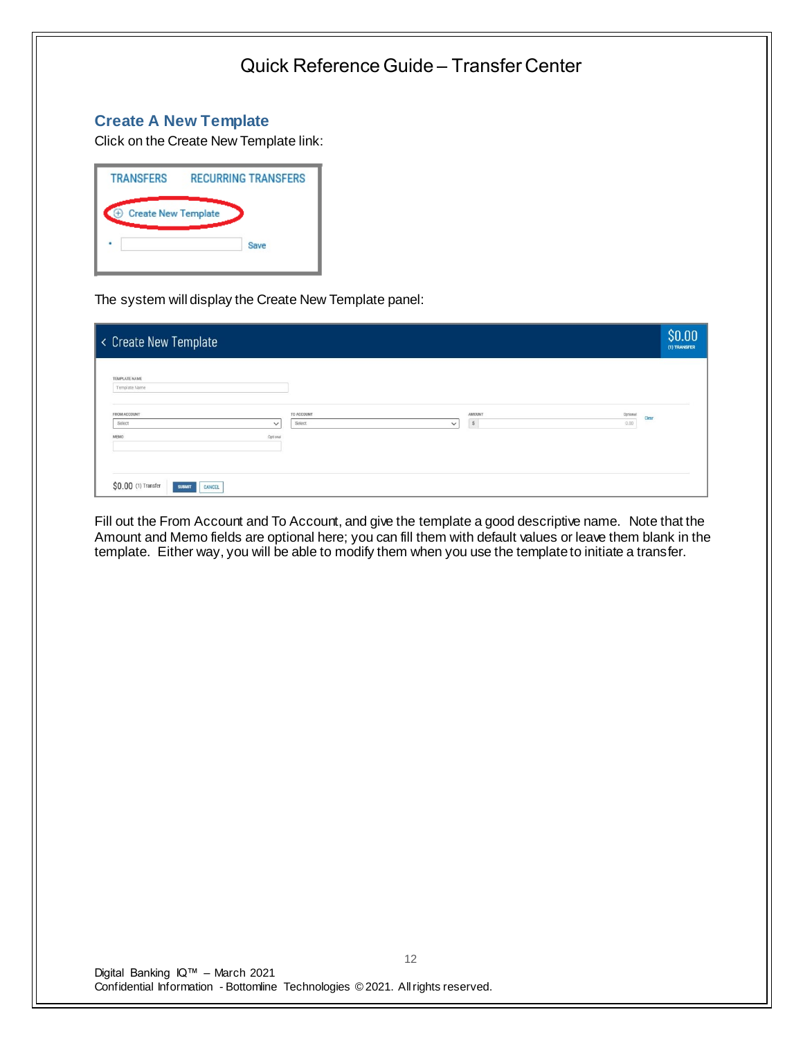## Create A New Template

Click on the Create New Template link:

The system will display the Create New Template panel:

Fill out the From Account and To Account, and give the template a good descriptive name. Note that the Amount and Memo fields are optional here; you can fill them with default values or leave them blank in the template. Either way, you will be able to modify them when you use the template to initiate a transfer.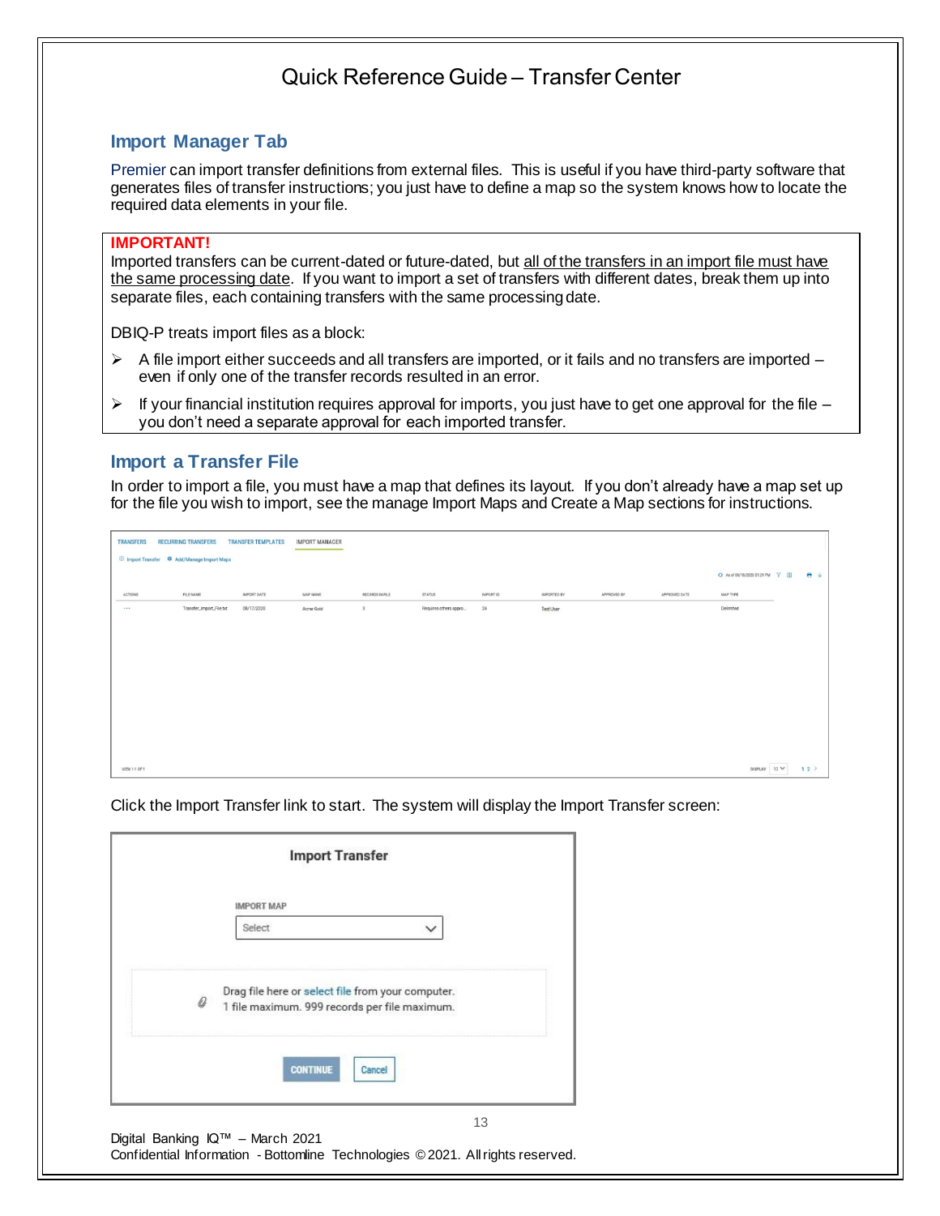## Import Manager Tab

Premier can import transfer definitions from external files. This is useful if you have third-party software that generates files of transfer instructions; you just have to define a map so the system knows how to locate the required data elements in your file.

**IMPORTANT!**

Imported transfers can be current-dated or future-dated, but all of the transfers in an import file must have the same processing date. If you want to import a set of transfers with different dates, break them up into separate files, each containing transfers with the same processing date.

DBIQ-P treats import files as a block:

- A file import either succeeds and all transfers are imported, or it fails and no transfers are imported – even if only one of the transfer records resulted in an error.
- If your financial institution requires approval for imports, you just have to get one approval for the file – you don't need a separate approval for each imported transfer.

## Import a Transfer File

In order to import a file, you must have a map that defines its layout. If you don't already have a map set up for the file you wish to import, see the manage Import Maps and Create a Map sections for instructions.

Click the Import Transfer link to start. The system will display the Import Transfer screen: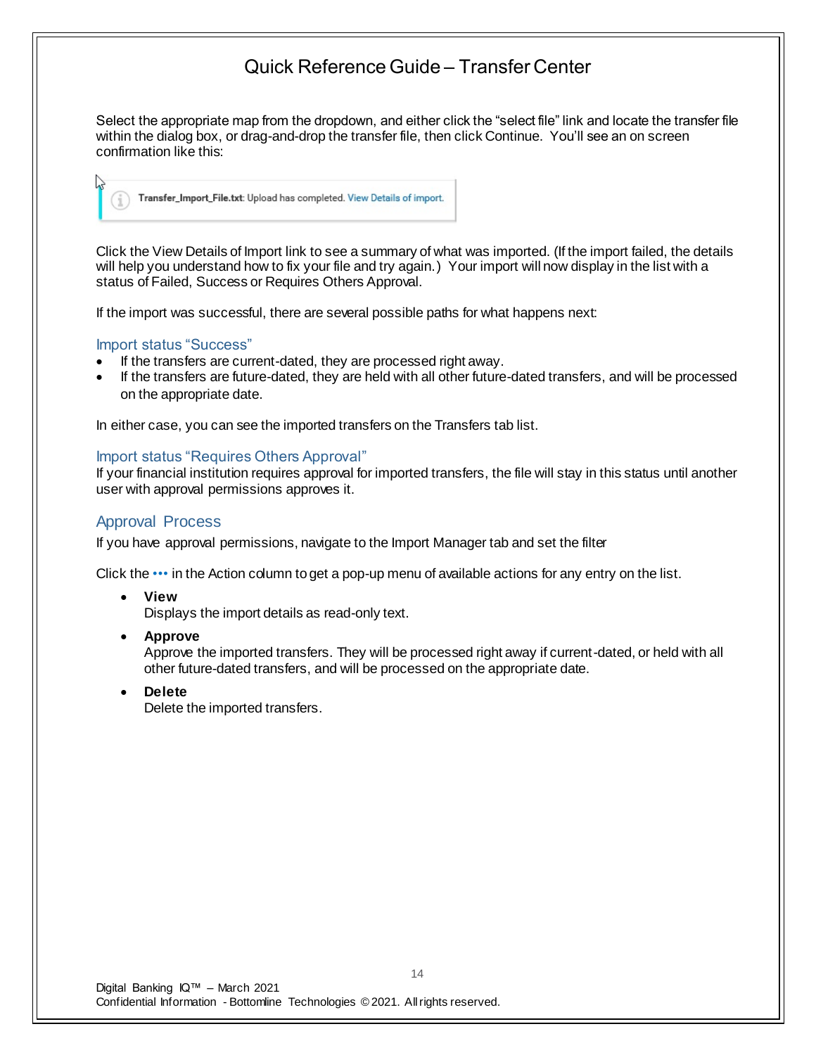Select the appropriate map from the dropdown, and either click the "select file" link and locate the transfer file within the dialog box, or drag-and-drop the transfer file, then click Continue. You'll see an on screen confirmation like this:

Transfer_Import_File.txt: Upload has completed. View Details of import.

Click the View Details of Import link to see a summary of what was imported. (If the import failed, the details will help you understand how to fix your file and try again.) Your import will now display in the list with a status of Failed, Success or Requires Others Approval.

If the import was successful, there are several possible paths for what happens next:

### Import status "Success"

- If the transfers are current-dated, they are processed right away.
- If the transfers are future-dated, they are held with all other future-dated transfers, and will be processed on the appropriate date.

In either case, you can see the imported transfers on the Transfers tab list.

### Import status "Requires Others Approval"

If your financial institution requires approval for imported transfers, the file will stay in this status until another user with approval permissions approves it.

## Approval Process

If you have approval permissions, navigate to the Import Manager tab and set the filter

Click the ••• in the Action column to get a pop-up menu of available actions for any entry on the list.

- **View**
  Displays the import details as read-only text.
- **Approve**
  Approve the imported transfers. They will be processed right away if current-dated, or held with all other future-dated transfers, and will be processed on the appropriate date.
- **Delete**
  Delete the imported transfers.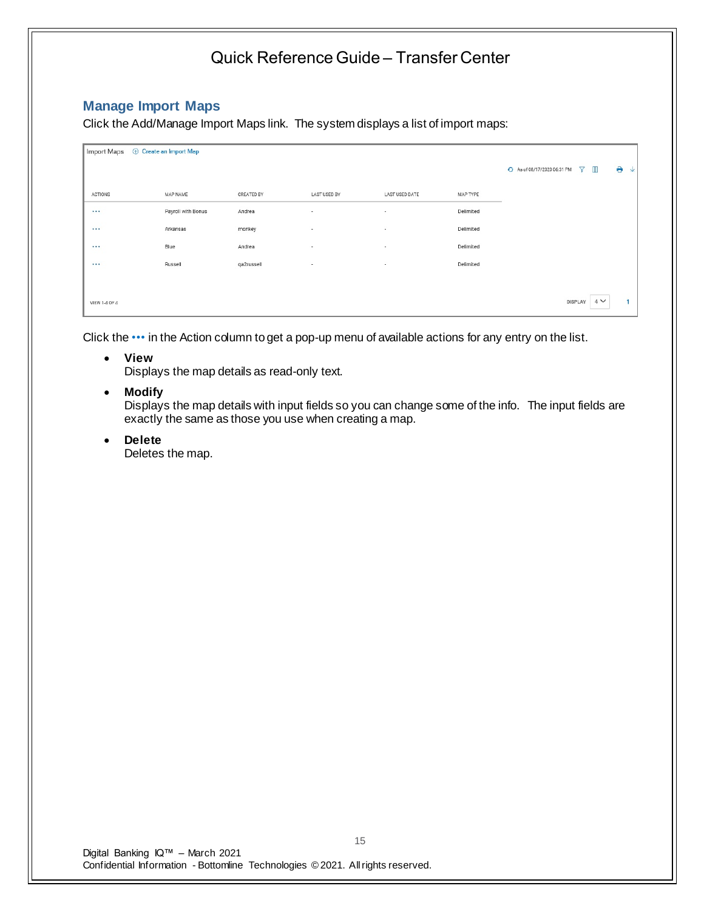## Manage Import Maps

Click the Add/Manage Import Maps link. The system displays a list of import maps:

Import Maps ⊕ Create an Import Map

As of 08/17/2020 06:31 PM

| ACTIONS | MAP NAME | CREATED BY | LAST USED BY | LAST USED DATE | MAP TYPE |
|---|---|---|---|---|---|
| ••• | Payroll with Bonus | Andrea | - | - | Delimited |
| ••• | Arkansas | monkey | - | - | Delimited |
| ••• | Blue | Andrea | - | - | Delimited |
| ••• | Russell | qa2russell | - | - | Delimited |

VIEW 1-4 OF 4 DISPLAY 4 1

Click the ••• in the Action column to get a pop-up menu of available actions for any entry on the list.

- **View**
  Displays the map details as read-only text.
- **Modify**
  Displays the map details with input fields so you can change some of the info. The input fields are exactly the same as those you use when creating a map.
- **Delete**
  Deletes the map.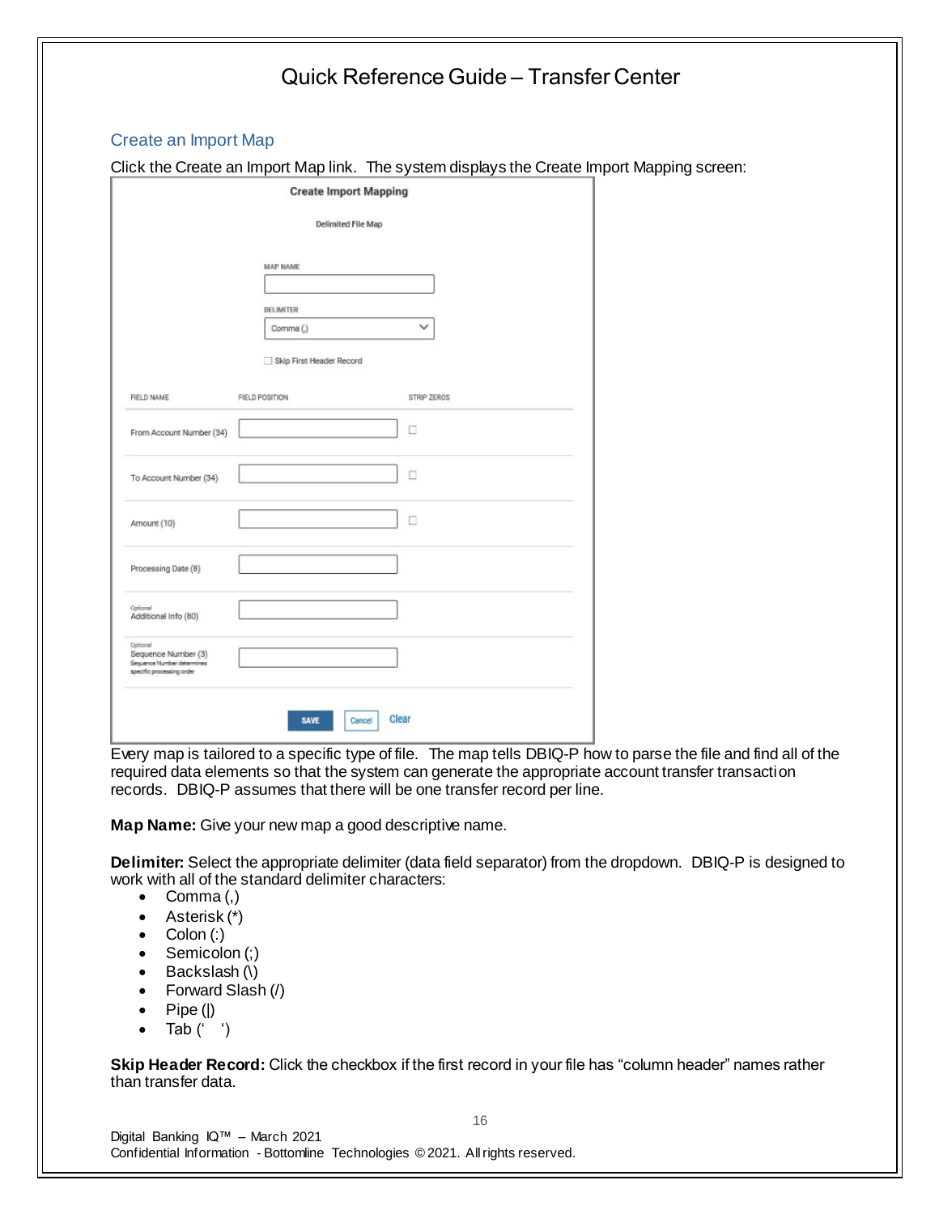## Create an Import Map

Click the Create an Import Map link. The system displays the Create Import Mapping screen:

**Create Import Mapping**

Delimited File Map

MAP NAME

DELIMITER

Comma (,)

☐ Skip First Header Record

| FIELD NAME | FIELD POSITION | STRIP ZEROS |
|---|---|---|
| From Account Number (34) | | ☐ |
| To Account Number (34) | | ☐ |
| Amount (10) | | ☐ |
| Processing Date (8) | | |
| Optional Additional Info (80) | | |
| Optional Sequence Number (3) Sequence Number determines specific processing order | | |

SAVE Cancel Clear

Every map is tailored to a specific type of file. The map tells DBIQ-P how to parse the file and find all of the required data elements so that the system can generate the appropriate account transfer transaction records. DBIQ-P assumes that there will be one transfer record per line.

**Map Name:** Give your new map a good descriptive name.

**Delimiter:** Select the appropriate delimiter (data field separator) from the dropdown. DBIQ-P is designed to work with all of the standard delimiter characters:

- Comma (,)
- Asterisk (*)
- Colon (:)
- Semicolon (;)
- Backslash (\)
- Forward Slash (/)
- Pipe (|)
- Tab (' ')

**Skip Header Record:** Click the checkbox if the first record in your file has "column header" names rather than transfer data.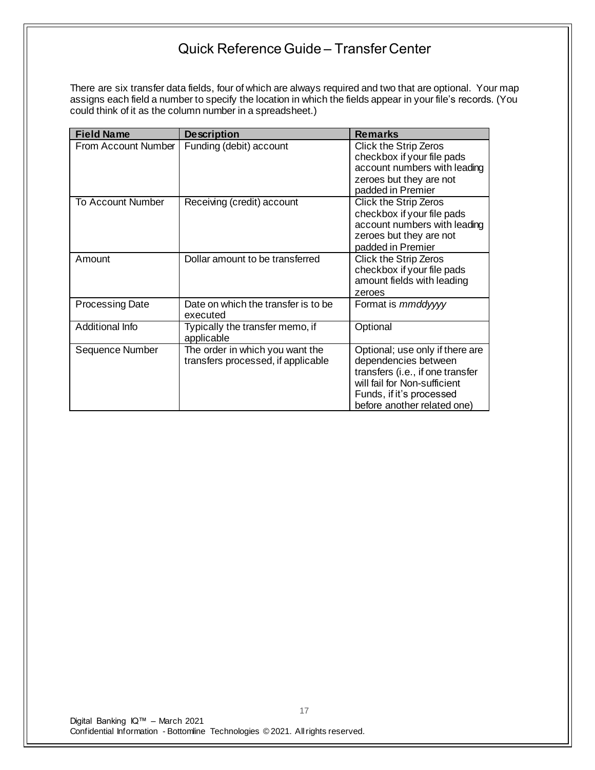# Quick Reference Guide – Transfer Center

There are six transfer data fields, four of which are always required and two that are optional. Your map assigns each field a number to specify the location in which the fields appear in your file's records. (You could think of it as the column number in a spreadsheet.)

| Field Name | Description | Remarks |
|---|---|---|
| From Account Number | Funding (debit) account | Click the Strip Zeros checkbox if your file pads account numbers with leading zeroes but they are not padded in Premier |
| To Account Number | Receiving (credit) account | Click the Strip Zeros checkbox if your file pads account numbers with leading zeroes but they are not padded in Premier |
| Amount | Dollar amount to be transferred | Click the Strip Zeros checkbox if your file pads amount fields with leading zeroes |
| Processing Date | Date on which the transfer is to be executed | Format is *mmddyyyy* |
| Additional Info | Typically the transfer memo, if applicable | Optional |
| Sequence Number | The order in which you want the transfers processed, if applicable | Optional; use only if there are dependencies between transfers (i.e., if one transfer will fail for Non-sufficient Funds, if it's processed before another related one) |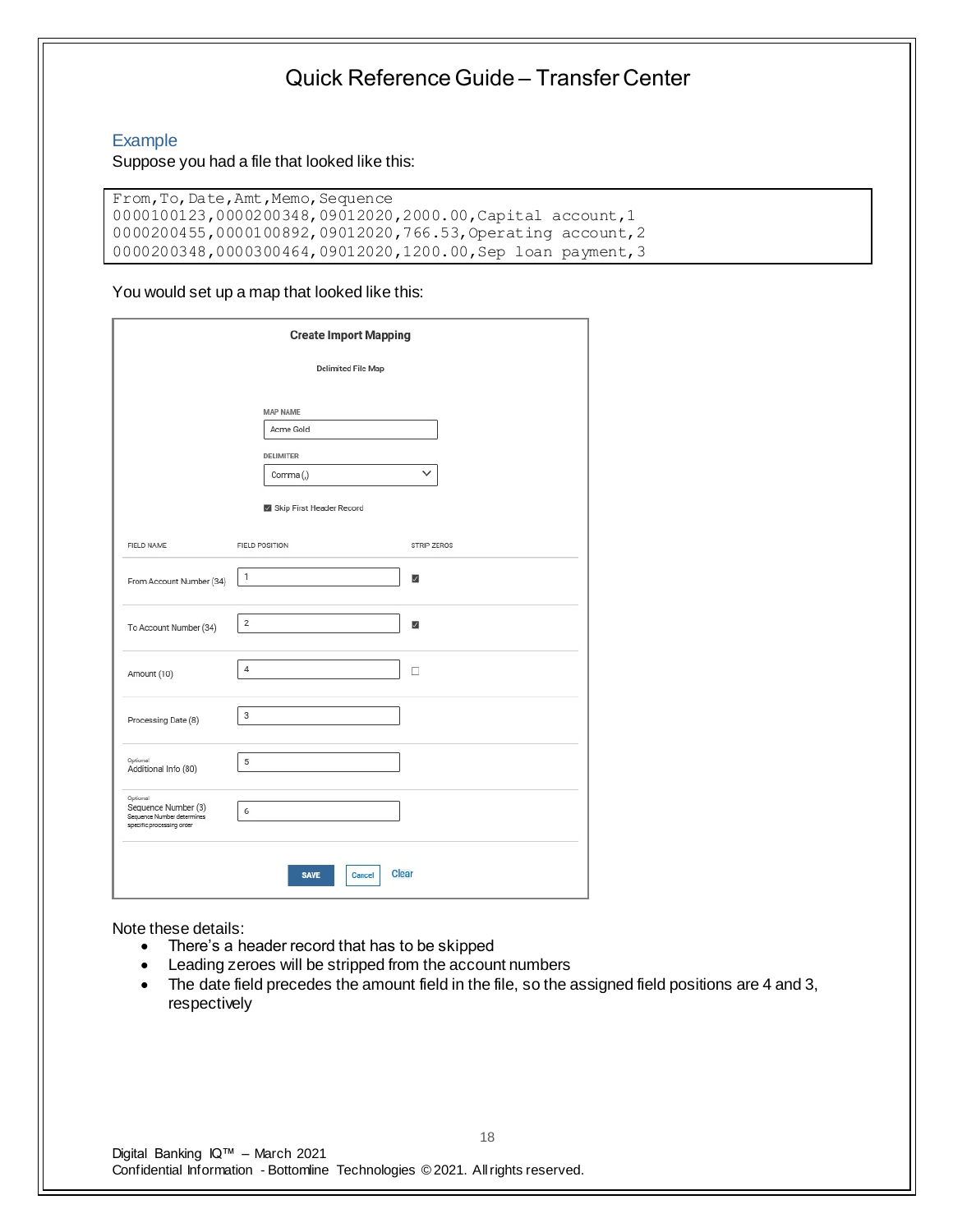## Example

Suppose you had a file that looked like this:

```
From,To,Date,Amt,Memo,Sequence
0000100123,0000200348,09012020,2000.00,Capital account,1
0000200455,0000100892,09012020,766.53,Operating account,2
0000200348,0000300464,09012020,1200.00,Sep loan payment,3
```

You would set up a map that looked like this:

**Create Import Mapping**

Delimited File Map

MAP NAME: Acme Gold

DELIMITER: Comma (,)

☑ Skip First Header Record

| FIELD NAME | FIELD POSITION | STRIP ZEROS |
|---|---|---|
| From Account Number (34) | 1 | ☑ |
| To Account Number (34) | 2 | ☑ |
| Amount (10) | 4 | ☐ |
| Processing Date (8) | 3 | |
| Optional Additional Info (80) | 5 | |
| Optional Sequence Number (3) Sequence Number determines specific processing order | 6 | |

SAVE | Cancel | Clear

Note these details:

- There's a header record that has to be skipped
- Leading zeroes will be stripped from the account numbers
- The date field precedes the amount field in the file, so the assigned field positions are 4 and 3, respectively

Digital Banking IQ™ – March 2021
Confidential Information - Bottomline Technologies © 2021. All rights reserved.